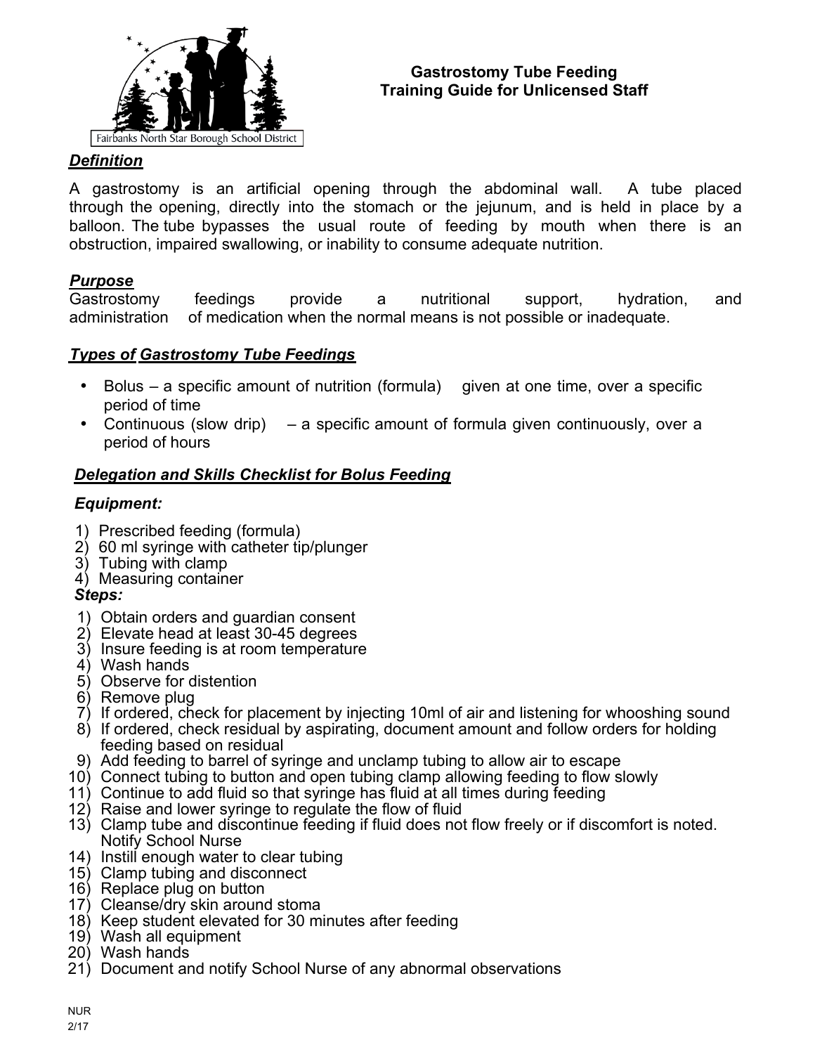Fairbanks North Star Borough School District

# Gastrostomy Tube Feeding
# Training Guide for Unlicensed Staff

## ***Definition***

A gastrostomy is an artificial opening through the abdominal wall. A tube placed through the opening, directly into the stomach or the jejunum, and is held in place by a balloon. The tube bypasses the usual route of feeding by mouth when there is an obstruction, impaired swallowing, or inability to consume adequate nutrition.

## ***Purpose***

Gastrostomy feedings provide a nutritional support, hydration, and administration of medication when the normal means is not possible or inadequate.

## ***Types of Gastrostomy Tube Feedings***

- Bolus – a specific amount of nutrition (formula) given at one time, over a specific period of time
- Continuous (slow drip) – a specific amount of formula given continuously, over a period of hours

## ***Delegation and Skills Checklist for Bolus Feeding***

### ***Equipment:***

1) Prescribed feeding (formula)
2) 60 ml syringe with catheter tip/plunger
3) Tubing with clamp
4) Measuring container

### ***Steps:***

1) Obtain orders and guardian consent
2) Elevate head at least 30-45 degrees
3) Insure feeding is at room temperature
4) Wash hands
5) Observe for distention
6) Remove plug
7) If ordered, check for placement by injecting 10ml of air and listening for whooshing sound
8) If ordered, check residual by aspirating, document amount and follow orders for holding feeding based on residual
9) Add feeding to barrel of syringe and unclamp tubing to allow air to escape
10) Connect tubing to button and open tubing clamp allowing feeding to flow slowly
11) Continue to add fluid so that syringe has fluid at all times during feeding
12) Raise and lower syringe to regulate the flow of fluid
13) Clamp tube and discontinue feeding if fluid does not flow freely or if discomfort is noted. Notify School Nurse
14) Instill enough water to clear tubing
15) Clamp tubing and disconnect
16) Replace plug on button
17) Cleanse/dry skin around stoma
18) Keep student elevated for 30 minutes after feeding
19) Wash all equipment
20) Wash hands
21) Document and notify School Nurse of any abnormal observations

NUR
2/17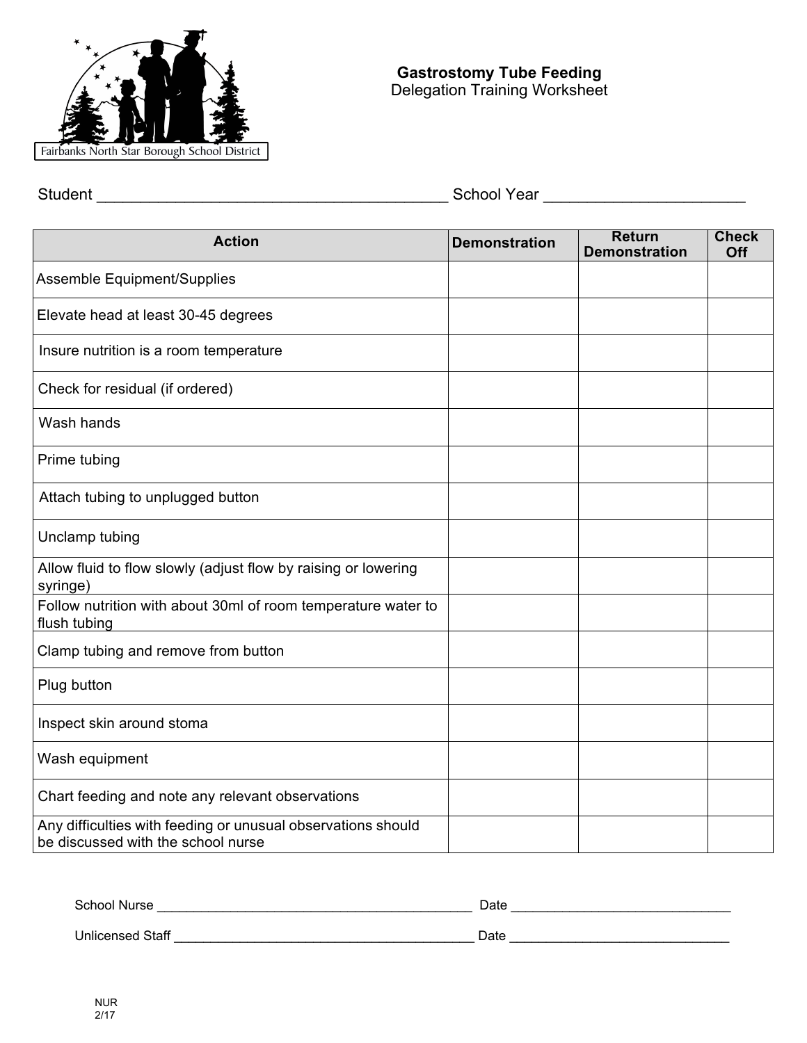Fairbanks North Star Borough School District

**Gastrostomy Tube Feeding**
Delegation Training Worksheet

Student ________________________________________ School Year ______________________

| Action | Demonstration | Return Demonstration | Check Off |
|---|---|---|---|
| Assemble Equipment/Supplies | | | |
| Elevate head at least 30-45 degrees | | | |
| Insure nutrition is a room temperature | | | |
| Check for residual (if ordered) | | | |
| Wash hands | | | |
| Prime tubing | | | |
| Attach tubing to unplugged button | | | |
| Unclamp tubing | | | |
| Allow fluid to flow slowly (adjust flow by raising or lowering syringe) | | | |
| Follow nutrition with about 30ml of room temperature water to flush tubing | | | |
| Clamp tubing and remove from button | | | |
| Plug button | | | |
| Inspect skin around stoma | | | |
| Wash equipment | | | |
| Chart feeding and note any relevant observations | | | |
| Any difficulties with feeding or unusual observations should be discussed with the school nurse | | | |

School Nurse ____________________________________________ Date ______________________________

Unlicensed Staff __________________________________________ Date ______________________________

NUR
2/17